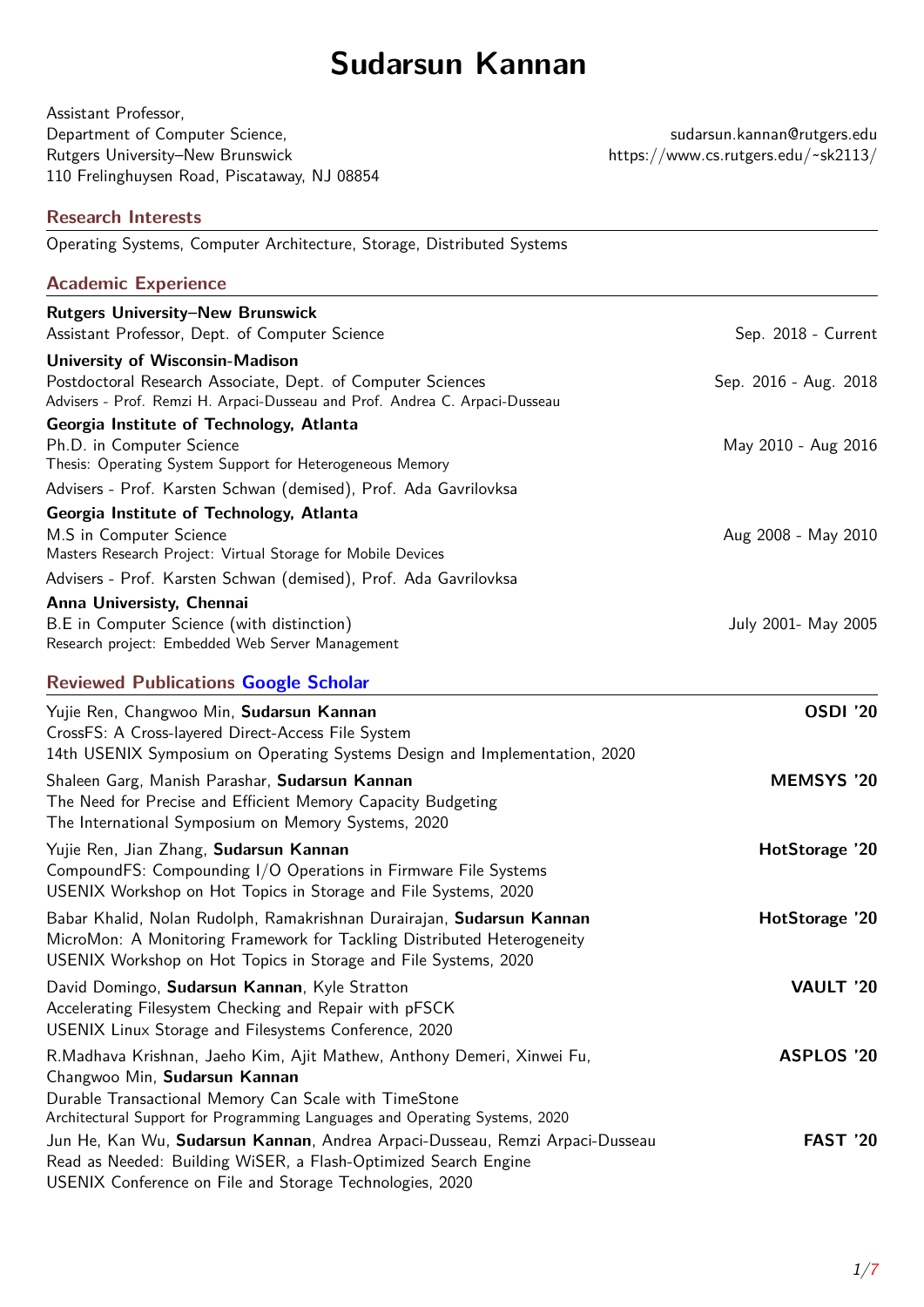# Sudarsun Kannan

Assistant Professor,
Department of Computer Science,
Rutgers University–New Brunswick
110 Frelinghuysen Road, Piscataway, NJ 08854

sudarsun.kannan@rutgers.edu
https://www.cs.rutgers.edu/~sk2113/

## Research Interests

Operating Systems, Computer Architecture, Storage, Distributed Systems

## Academic Experience

**Rutgers University–New Brunswick**
Assistant Professor, Dept. of Computer Science — Sep. 2018 - Current

**University of Wisconsin-Madison**
Postdoctoral Research Associate, Dept. of Computer Sciences — Sep. 2016 - Aug. 2018
Advisers - Prof. Remzi H. Arpaci-Dusseau and Prof. Andrea C. Arpaci-Dusseau

**Georgia Institute of Technology, Atlanta**
Ph.D. in Computer Science — May 2010 - Aug 2016
Thesis: Operating System Support for Heterogeneous Memory
Advisers - Prof. Karsten Schwan (demised), Prof. Ada Gavrilovksa

**Georgia Institute of Technology, Atlanta**
M.S in Computer Science — Aug 2008 - May 2010
Masters Research Project: Virtual Storage for Mobile Devices
Advisers - Prof. Karsten Schwan (demised), Prof. Ada Gavrilovksa

**Anna Universisty, Chennai**
B.E in Computer Science (with distinction) — July 2001- May 2005
Research project: Embedded Web Server Management

## Reviewed Publications Google Scholar

Yujie Ren, Changwoo Min, **Sudarsun Kannan** — **OSDI '20**
CrossFS: A Cross-layered Direct-Access File System
14th USENIX Symposium on Operating Systems Design and Implementation, 2020

Shaleen Garg, Manish Parashar, **Sudarsun Kannan** — **MEMSYS '20**
The Need for Precise and Efficient Memory Capacity Budgeting
The International Symposium on Memory Systems, 2020

Yujie Ren, Jian Zhang, **Sudarsun Kannan** — **HotStorage '20**
CompoundFS: Compounding I/O Operations in Firmware File Systems
USENIX Workshop on Hot Topics in Storage and File Systems, 2020

Babar Khalid, Nolan Rudolph, Ramakrishnan Durairajan, **Sudarsun Kannan** — **HotStorage '20**
MicroMon: A Monitoring Framework for Tackling Distributed Heterogeneity
USENIX Workshop on Hot Topics in Storage and File Systems, 2020

David Domingo, **Sudarsun Kannan**, Kyle Stratton — **VAULT '20**
Accelerating Filesystem Checking and Repair with pFSCK
USENIX Linux Storage and Filesystems Conference, 2020

R.Madhava Krishnan, Jaeho Kim, Ajit Mathew, Anthony Demeri, Xinwei Fu, Changwoo Min, **Sudarsun Kannan** — **ASPLOS '20**
Durable Transactional Memory Can Scale with TimeStone
Architectural Support for Programming Languages and Operating Systems, 2020

Jun He, Kan Wu, **Sudarsun Kannan**, Andrea Arpaci-Dusseau, Remzi Arpaci-Dusseau — **FAST '20**
Read as Needed: Building WiSER, a Flash-Optimized Search Engine
USENIX Conference on File and Storage Technologies, 2020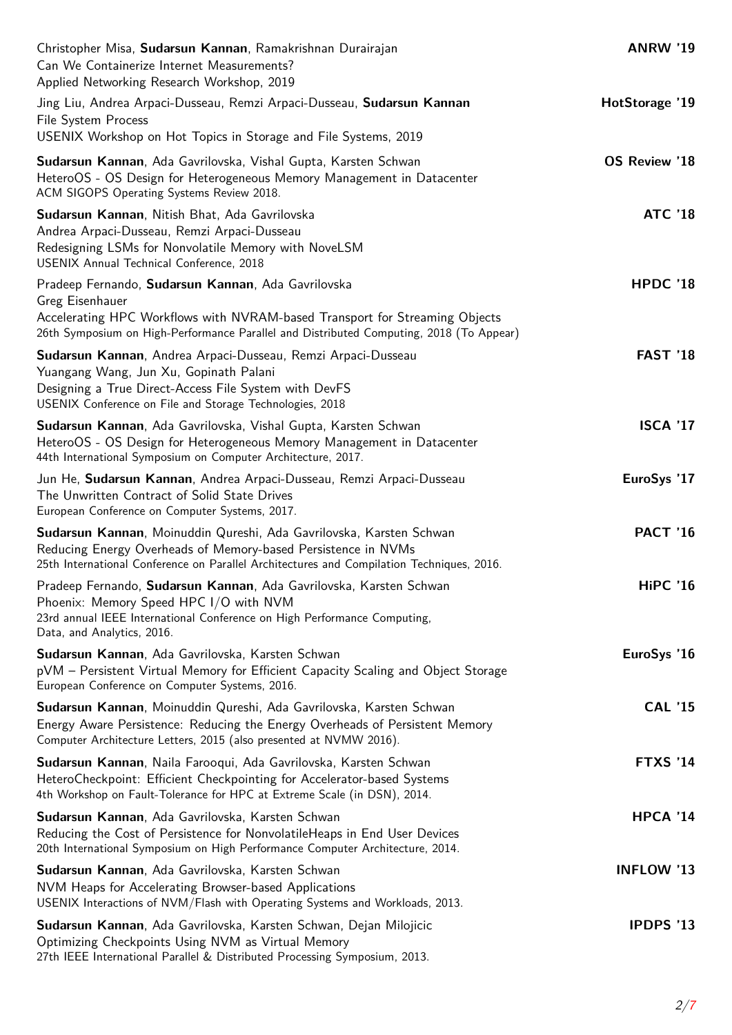Christopher Misa, **Sudarsun Kannan**, Ramakrishnan Durairajan
Can We Containerize Internet Measurements?
Applied Networking Research Workshop, 2019
**ANRW '19**

Jing Liu, Andrea Arpaci-Dusseau, Remzi Arpaci-Dusseau, **Sudarsun Kannan**
File System Process
USENIX Workshop on Hot Topics in Storage and File Systems, 2019
**HotStorage '19**

**Sudarsun Kannan**, Ada Gavrilovska, Vishal Gupta, Karsten Schwan
HeteroOS - OS Design for Heterogeneous Memory Management in Datacenter
ACM SIGOPS Operating Systems Review 2018.
**OS Review '18**

**Sudarsun Kannan**, Nitish Bhat, Ada Gavrilovska
Andrea Arpaci-Dusseau, Remzi Arpaci-Dusseau
Redesigning LSMs for Nonvolatile Memory with NoveLSM
USENIX Annual Technical Conference, 2018
**ATC '18**

Pradeep Fernando, **Sudarsun Kannan**, Ada Gavrilovska
Greg Eisenhauer
Accelerating HPC Workflows with NVRAM-based Transport for Streaming Objects
26th Symposium on High-Performance Parallel and Distributed Computing, 2018 (To Appear)
**HPDC '18**

**Sudarsun Kannan**, Andrea Arpaci-Dusseau, Remzi Arpaci-Dusseau
Yuangang Wang, Jun Xu, Gopinath Palani
Designing a True Direct-Access File System with DevFS
USENIX Conference on File and Storage Technologies, 2018
**FAST '18**

**Sudarsun Kannan**, Ada Gavrilovska, Vishal Gupta, Karsten Schwan
HeteroOS - OS Design for Heterogeneous Memory Management in Datacenter
44th International Symposium on Computer Architecture, 2017.
**ISCA '17**

Jun He, **Sudarsun Kannan**, Andrea Arpaci-Dusseau, Remzi Arpaci-Dusseau
The Unwritten Contract of Solid State Drives
European Conference on Computer Systems, 2017.
**EuroSys '17**

**Sudarsun Kannan**, Moinuddin Qureshi, Ada Gavrilovska, Karsten Schwan
Reducing Energy Overheads of Memory-based Persistence in NVMs
25th International Conference on Parallel Architectures and Compilation Techniques, 2016.
**PACT '16**

Pradeep Fernando, **Sudarsun Kannan**, Ada Gavrilovska, Karsten Schwan
Phoenix: Memory Speed HPC I/O with NVM
23rd annual IEEE International Conference on High Performance Computing, Data, and Analytics, 2016.
**HiPC '16**

**Sudarsun Kannan**, Ada Gavrilovska, Karsten Schwan
pVM – Persistent Virtual Memory for Efficient Capacity Scaling and Object Storage
European Conference on Computer Systems, 2016.
**EuroSys '16**

**Sudarsun Kannan**, Moinuddin Qureshi, Ada Gavrilovska, Karsten Schwan
Energy Aware Persistence: Reducing the Energy Overheads of Persistent Memory
Computer Architecture Letters, 2015 (also presented at NVMW 2016).
**CAL '15**

**Sudarsun Kannan**, Naila Farooqui, Ada Gavrilovska, Karsten Schwan
HeteroCheckpoint: Efficient Checkpointing for Accelerator-based Systems
4th Workshop on Fault-Tolerance for HPC at Extreme Scale (in DSN), 2014.
**FTXS '14**

**Sudarsun Kannan**, Ada Gavrilovska, Karsten Schwan
Reducing the Cost of Persistence for NonvolatileHeaps in End User Devices
20th International Symposium on High Performance Computer Architecture, 2014.
**HPCA '14**

**Sudarsun Kannan**, Ada Gavrilovska, Karsten Schwan
NVM Heaps for Accelerating Browser-based Applications
USENIX Interactions of NVM/Flash with Operating Systems and Workloads, 2013.
**INFLOW '13**

**Sudarsun Kannan**, Ada Gavrilovska, Karsten Schwan, Dejan Milojicic
Optimizing Checkpoints Using NVM as Virtual Memory
27th IEEE International Parallel & Distributed Processing Symposium, 2013.
**IPDPS '13**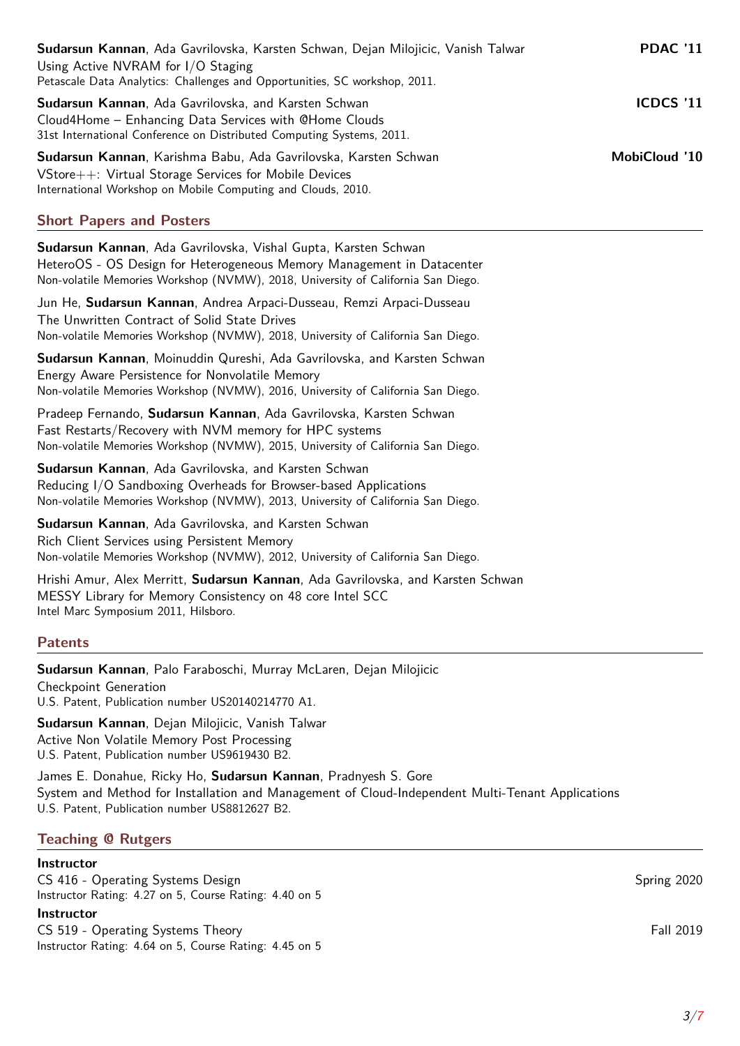**Sudarsun Kannan**, Ada Gavrilovska, Karsten Schwan, Dejan Milojicic, Vanish Talwar **PDAC '11**
Using Active NVRAM for I/O Staging
Petascale Data Analytics: Challenges and Opportunities, SC workshop, 2011.

**Sudarsun Kannan**, Ada Gavrilovska, and Karsten Schwan **ICDCS '11**
Cloud4Home – Enhancing Data Services with @Home Clouds
31st International Conference on Distributed Computing Systems, 2011.

**Sudarsun Kannan**, Karishma Babu, Ada Gavrilovska, Karsten Schwan **MobiCloud '10**
VStore++: Virtual Storage Services for Mobile Devices
International Workshop on Mobile Computing and Clouds, 2010.

## Short Papers and Posters

**Sudarsun Kannan**, Ada Gavrilovska, Vishal Gupta, Karsten Schwan
HeteroOS - OS Design for Heterogeneous Memory Management in Datacenter
Non-volatile Memories Workshop (NVMW), 2018, University of California San Diego.

Jun He, **Sudarsun Kannan**, Andrea Arpaci-Dusseau, Remzi Arpaci-Dusseau
The Unwritten Contract of Solid State Drives
Non-volatile Memories Workshop (NVMW), 2018, University of California San Diego.

**Sudarsun Kannan**, Moinuddin Qureshi, Ada Gavrilovska, and Karsten Schwan
Energy Aware Persistence for Nonvolatile Memory
Non-volatile Memories Workshop (NVMW), 2016, University of California San Diego.

Pradeep Fernando, **Sudarsun Kannan**, Ada Gavrilovska, Karsten Schwan
Fast Restarts/Recovery with NVM memory for HPC systems
Non-volatile Memories Workshop (NVMW), 2015, University of California San Diego.

**Sudarsun Kannan**, Ada Gavrilovska, and Karsten Schwan
Reducing I/O Sandboxing Overheads for Browser-based Applications
Non-volatile Memories Workshop (NVMW), 2013, University of California San Diego.

**Sudarsun Kannan**, Ada Gavrilovska, and Karsten Schwan
Rich Client Services using Persistent Memory
Non-volatile Memories Workshop (NVMW), 2012, University of California San Diego.

Hrishi Amur, Alex Merritt, **Sudarsun Kannan**, Ada Gavrilovska, and Karsten Schwan
MESSY Library for Memory Consistency on 48 core Intel SCC
Intel Marc Symposium 2011, Hilsboro.

## Patents

**Sudarsun Kannan**, Palo Faraboschi, Murray McLaren, Dejan Milojicic
Checkpoint Generation
U.S. Patent, Publication number US20140214770 A1.

**Sudarsun Kannan**, Dejan Milojicic, Vanish Talwar
Active Non Volatile Memory Post Processing
U.S. Patent, Publication number US9619430 B2.

James E. Donahue, Ricky Ho, **Sudarsun Kannan**, Pradnyesh S. Gore
System and Method for Installation and Management of Cloud-Independent Multi-Tenant Applications
U.S. Patent, Publication number US8812627 B2.

## Teaching @ Rutgers

**Instructor**
CS 416 - Operating Systems Design — Spring 2020
Instructor Rating: 4.27 on 5, Course Rating: 4.40 on 5

**Instructor**
CS 519 - Operating Systems Theory — Fall 2019
Instructor Rating: 4.64 on 5, Course Rating: 4.45 on 5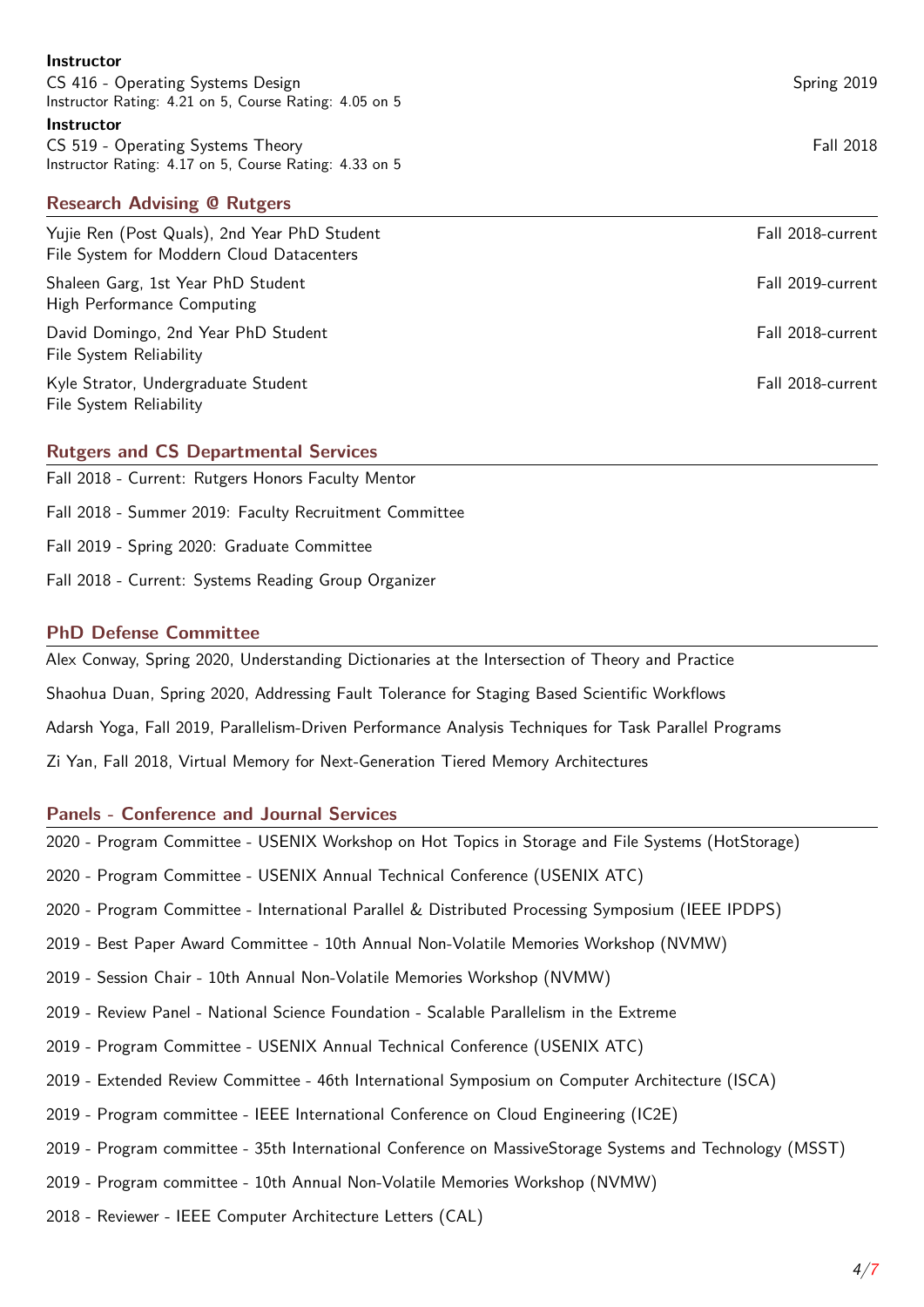**Instructor**
CS 416 - Operating Systems Design — Spring 2019
Instructor Rating: 4.21 on 5, Course Rating: 4.05 on 5

**Instructor**
CS 519 - Operating Systems Theory — Fall 2018
Instructor Rating: 4.17 on 5, Course Rating: 4.33 on 5

## Research Advising @ Rutgers

Yujie Ren (Post Quals), 2nd Year PhD Student — Fall 2018-current
File System for Moddern Cloud Datacenters

Shaleen Garg, 1st Year PhD Student — Fall 2019-current
High Performance Computing

David Domingo, 2nd Year PhD Student — Fall 2018-current
File System Reliability

Kyle Strator, Undergraduate Student — Fall 2018-current
File System Reliability

## Rutgers and CS Departmental Services

Fall 2018 - Current: Rutgers Honors Faculty Mentor

Fall 2018 - Summer 2019: Faculty Recruitment Committee

Fall 2019 - Spring 2020: Graduate Committee

Fall 2018 - Current: Systems Reading Group Organizer

## PhD Defense Committee

Alex Conway, Spring 2020, Understanding Dictionaries at the Intersection of Theory and Practice

Shaohua Duan, Spring 2020, Addressing Fault Tolerance for Staging Based Scientific Workflows

Adarsh Yoga, Fall 2019, Parallelism-Driven Performance Analysis Techniques for Task Parallel Programs

Zi Yan, Fall 2018, Virtual Memory for Next-Generation Tiered Memory Architectures

## Panels - Conference and Journal Services

2020 - Program Committee - USENIX Workshop on Hot Topics in Storage and File Systems (HotStorage)

2020 - Program Committee - USENIX Annual Technical Conference (USENIX ATC)

2020 - Program Committee - International Parallel & Distributed Processing Symposium (IEEE IPDPS)

2019 - Best Paper Award Committee - 10th Annual Non-Volatile Memories Workshop (NVMW)

2019 - Session Chair - 10th Annual Non-Volatile Memories Workshop (NVMW)

2019 - Review Panel - National Science Foundation - Scalable Parallelism in the Extreme

2019 - Program Committee - USENIX Annual Technical Conference (USENIX ATC)

2019 - Extended Review Committee - 46th International Symposium on Computer Architecture (ISCA)

2019 - Program committee - IEEE International Conference on Cloud Engineering (IC2E)

2019 - Program committee - 35th International Conference on MassiveStorage Systems and Technology (MSST)

2019 - Program committee - 10th Annual Non-Volatile Memories Workshop (NVMW)

2018 - Reviewer - IEEE Computer Architecture Letters (CAL)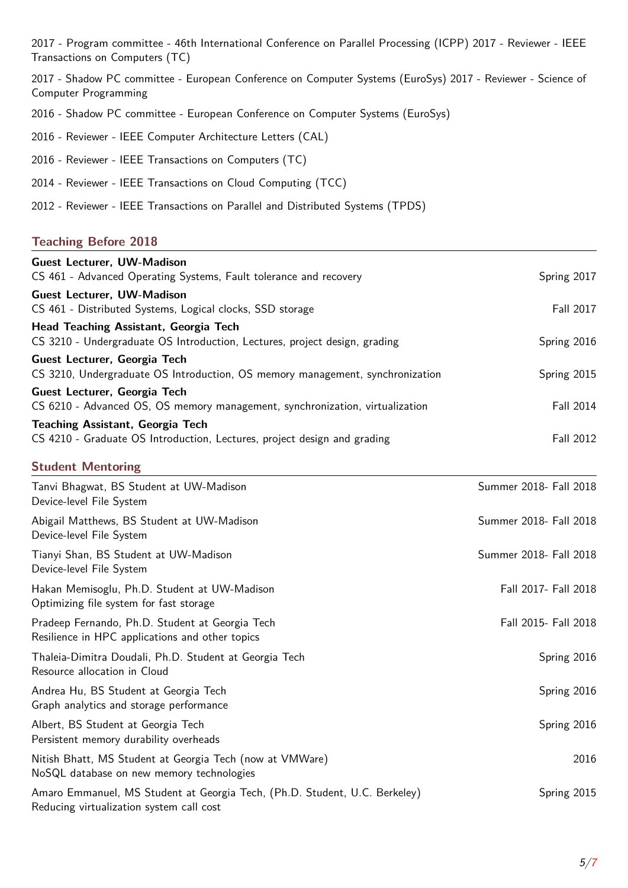2017 - Program committee - 46th International Conference on Parallel Processing (ICPP) 2017 - Reviewer - IEEE Transactions on Computers (TC)

2017 - Shadow PC committee - European Conference on Computer Systems (EuroSys) 2017 - Reviewer - Science of Computer Programming

2016 - Shadow PC committee - European Conference on Computer Systems (EuroSys)

2016 - Reviewer - IEEE Computer Architecture Letters (CAL)

2016 - Reviewer - IEEE Transactions on Computers (TC)

2014 - Reviewer - IEEE Transactions on Cloud Computing (TCC)

2012 - Reviewer - IEEE Transactions on Parallel and Distributed Systems (TPDS)

## Teaching Before 2018

**Guest Lecturer, UW-Madison**
CS 461 - Advanced Operating Systems, Fault tolerance and recovery — Spring 2017

**Guest Lecturer, UW-Madison**
CS 461 - Distributed Systems, Logical clocks, SSD storage — Fall 2017

**Head Teaching Assistant, Georgia Tech**
CS 3210 - Undergraduate OS Introduction, Lectures, project design, grading — Spring 2016

**Guest Lecturer, Georgia Tech**
CS 3210, Undergraduate OS Introduction, OS memory management, synchronization — Spring 2015

**Guest Lecturer, Georgia Tech**
CS 6210 - Advanced OS, OS memory management, synchronization, virtualization — Fall 2014

**Teaching Assistant, Georgia Tech**
CS 4210 - Graduate OS Introduction, Lectures, project design and grading — Fall 2012

## Student Mentoring

Tanvi Bhagwat, BS Student at UW-Madison — Summer 2018- Fall 2018
Device-level File System

Abigail Matthews, BS Student at UW-Madison — Summer 2018- Fall 2018
Device-level File System

Tianyi Shan, BS Student at UW-Madison — Summer 2018- Fall 2018
Device-level File System

Hakan Memisoglu, Ph.D. Student at UW-Madison — Fall 2017- Fall 2018
Optimizing file system for fast storage

Pradeep Fernando, Ph.D. Student at Georgia Tech — Fall 2015- Fall 2018
Resilience in HPC applications and other topics

Thaleia-Dimitra Doudali, Ph.D. Student at Georgia Tech — Spring 2016
Resource allocation in Cloud

Andrea Hu, BS Student at Georgia Tech — Spring 2016
Graph analytics and storage performance

Albert, BS Student at Georgia Tech — Spring 2016
Persistent memory durability overheads

Nitish Bhatt, MS Student at Georgia Tech (now at VMWare) — 2016
NoSQL database on new memory technologies

Amaro Emmanuel, MS Student at Georgia Tech, (Ph.D. Student, U.C. Berkeley) — Spring 2015
Reducing virtualization system call cost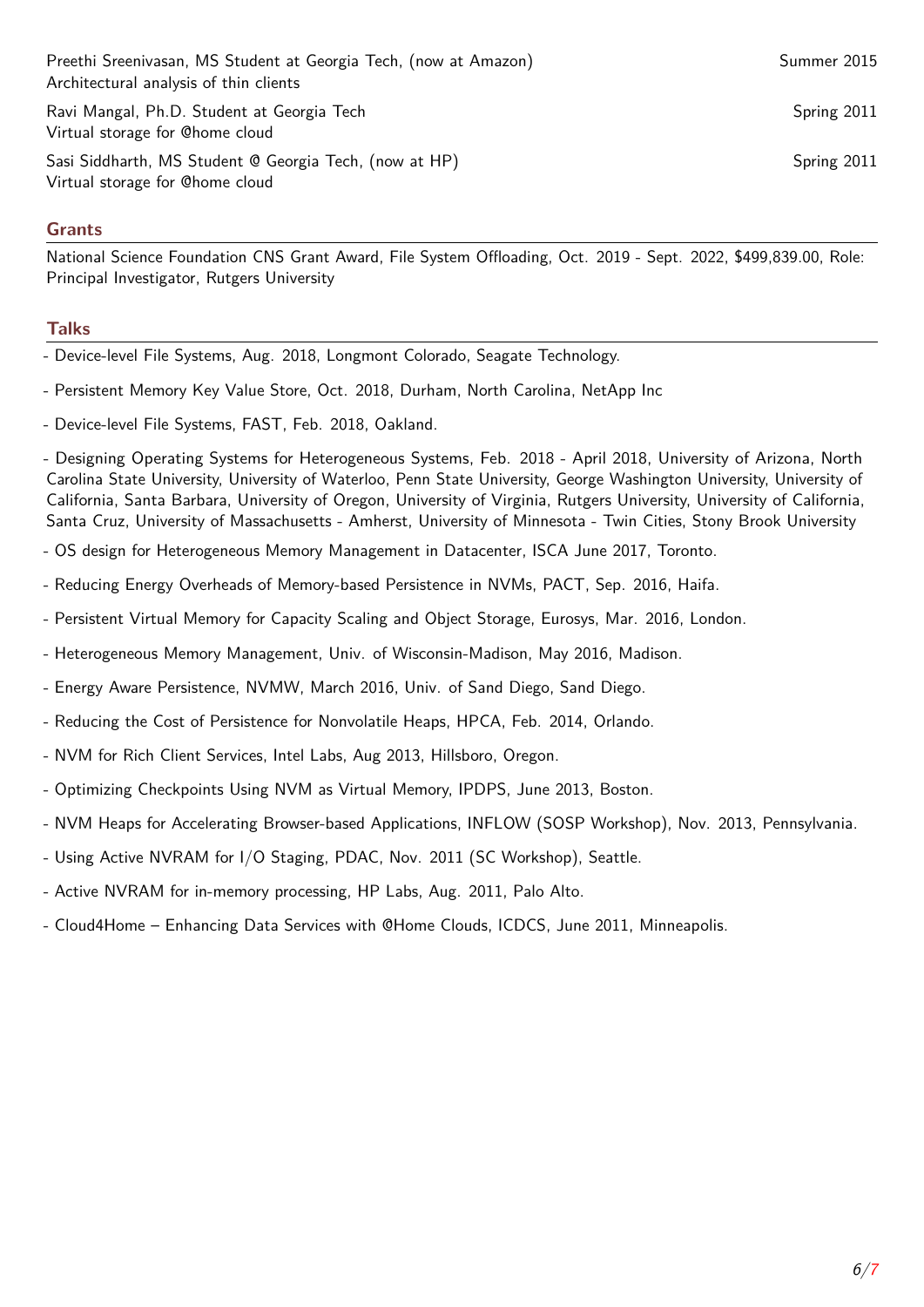Preethi Sreenivasan, MS Student at Georgia Tech, (now at Amazon) — Summer 2015
Architectural analysis of thin clients

Ravi Mangal, Ph.D. Student at Georgia Tech — Spring 2011
Virtual storage for @home cloud

Sasi Siddharth, MS Student @ Georgia Tech, (now at HP) — Spring 2011
Virtual storage for @home cloud

## Grants

National Science Foundation CNS Grant Award, File System Offloading, Oct. 2019 - Sept. 2022, $499,839.00, Role: Principal Investigator, Rutgers University

## Talks

- Device-level File Systems, Aug. 2018, Longmont Colorado, Seagate Technology.
- Persistent Memory Key Value Store, Oct. 2018, Durham, North Carolina, NetApp Inc
- Device-level File Systems, FAST, Feb. 2018, Oakland.
- Designing Operating Systems for Heterogeneous Systems, Feb. 2018 - April 2018, University of Arizona, North Carolina State University, University of Waterloo, Penn State University, George Washington University, University of California, Santa Barbara, University of Oregon, University of Virginia, Rutgers University, University of California, Santa Cruz, University of Massachusetts - Amherst, University of Minnesota - Twin Cities, Stony Brook University
- OS design for Heterogeneous Memory Management in Datacenter, ISCA June 2017, Toronto.
- Reducing Energy Overheads of Memory-based Persistence in NVMs, PACT, Sep. 2016, Haifa.
- Persistent Virtual Memory for Capacity Scaling and Object Storage, Eurosys, Mar. 2016, London.
- Heterogeneous Memory Management, Univ. of Wisconsin-Madison, May 2016, Madison.
- Energy Aware Persistence, NVMW, March 2016, Univ. of Sand Diego, Sand Diego.
- Reducing the Cost of Persistence for Nonvolatile Heaps, HPCA, Feb. 2014, Orlando.
- NVM for Rich Client Services, Intel Labs, Aug 2013, Hillsboro, Oregon.
- Optimizing Checkpoints Using NVM as Virtual Memory, IPDPS, June 2013, Boston.
- NVM Heaps for Accelerating Browser-based Applications, INFLOW (SOSP Workshop), Nov. 2013, Pennsylvania.
- Using Active NVRAM for I/O Staging, PDAC, Nov. 2011 (SC Workshop), Seattle.
- Active NVRAM for in-memory processing, HP Labs, Aug. 2011, Palo Alto.
- Cloud4Home – Enhancing Data Services with @Home Clouds, ICDCS, June 2011, Minneapolis.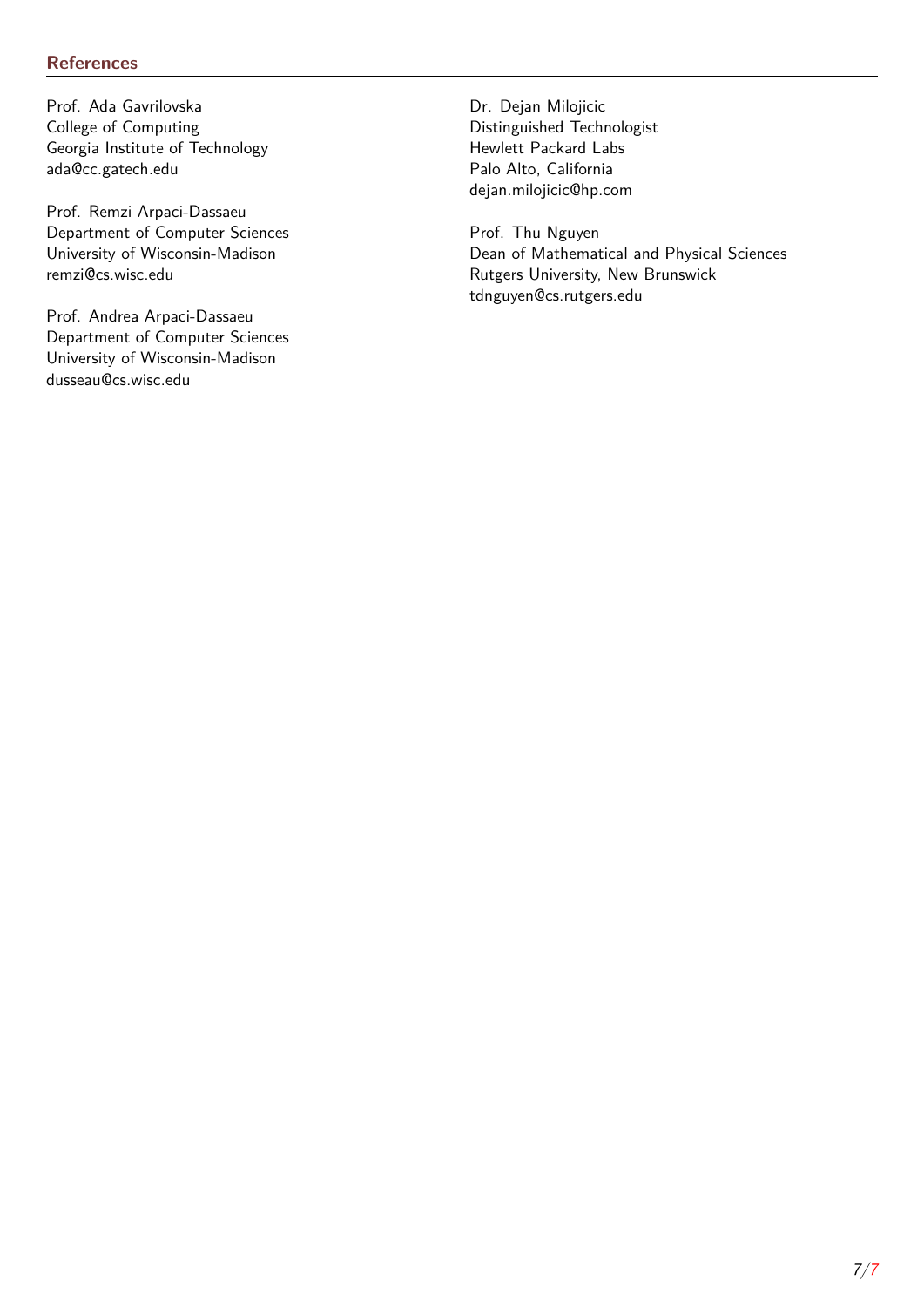## References

Prof. Ada Gavrilovska
College of Computing
Georgia Institute of Technology
ada@cc.gatech.edu

Prof. Remzi Arpaci-Dassaeu
Department of Computer Sciences
University of Wisconsin-Madison
remzi@cs.wisc.edu

Prof. Andrea Arpaci-Dassaeu
Department of Computer Sciences
University of Wisconsin-Madison
dusseau@cs.wisc.edu

Dr. Dejan Milojicic
Distinguished Technologist
Hewlett Packard Labs
Palo Alto, California
dejan.milojicic@hp.com

Prof. Thu Nguyen
Dean of Mathematical and Physical Sciences
Rutgers University, New Brunswick
tdnguyen@cs.rutgers.edu